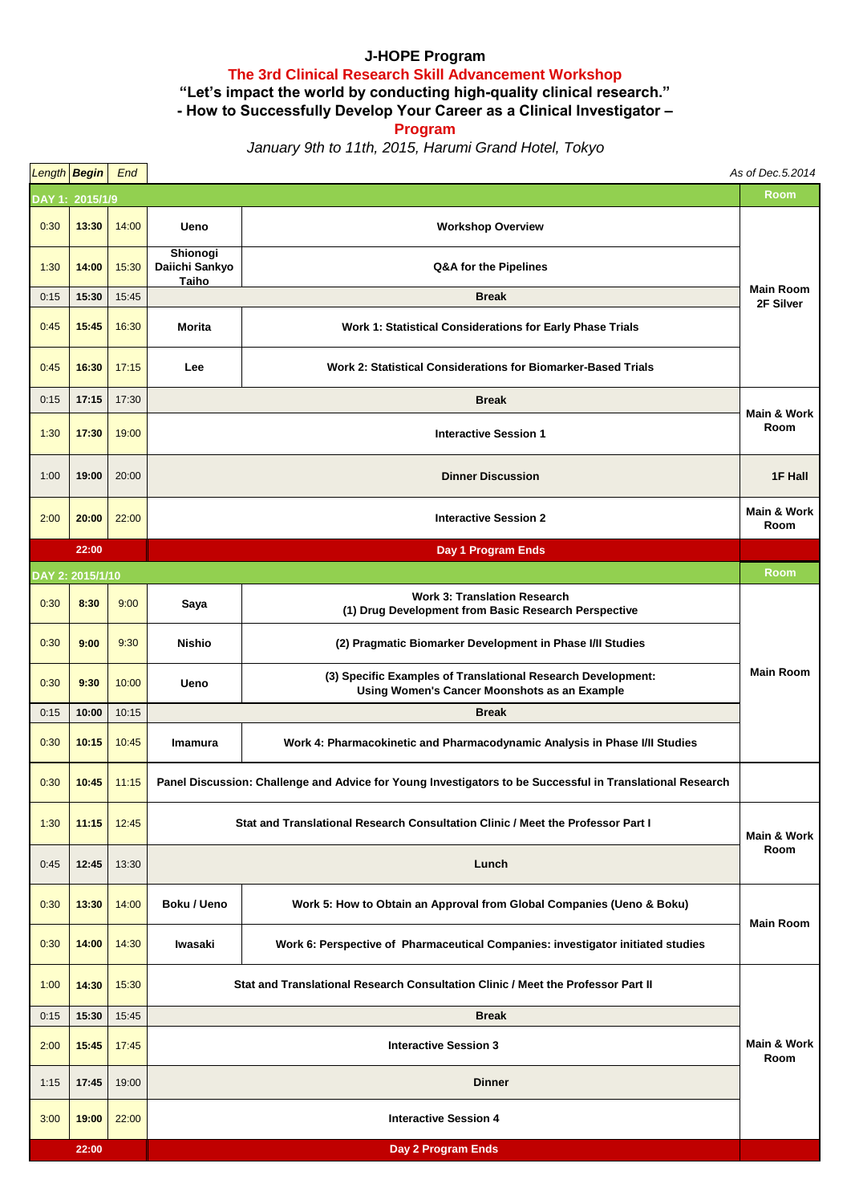# J-HOPE Program

## The 3rd Clinical Research Skill Advancement Workshop

### "Let's impact the world by conducting high-quality clinical research."

### - How to Successfully Develop Your Career as a Clinical Investigator –

### Program

*January 9th to 11th, 2015, Harumi Grand Hotel, Tokyo*

*As of Dec.5.2014*

| *Length* | ***Begin*** | *End* | | | Room |
|---|---|---|---|---|---|
| **DAY 1: 2015/1/9** | | | | | **Room** |
| 0:30 | **13:30** | 14:00 | **Ueno** | **Workshop Overview** | **Main Room 2F Silver** |
| 1:30 | **14:00** | 15:30 | **Shionogi Daiichi Sankyo Taiho** | **Q&A for the Pipelines** | |
| 0:15 | **15:30** | 15:45 | | **Break** | |
| 0:45 | **15:45** | 16:30 | **Morita** | **Work 1: Statistical Considerations for Early Phase Trials** | |
| 0:45 | **16:30** | 17:15 | **Lee** | **Work 2: Statistical Considerations for Biomarker-Based Trials** | |
| 0:15 | **17:15** | 17:30 | | **Break** | **Main & Work Room** |
| 1:30 | **17:30** | 19:00 | | **Interactive Session 1** | |
| 1:00 | **19:00** | 20:00 | | **Dinner Discussion** | **1F Hall** |
| 2:00 | **20:00** | 22:00 | | **Interactive Session 2** | **Main & Work Room** |
| | **22:00** | | | **Day 1 Program Ends** | |
| **DAY 2: 2015/1/10** | | | | | **Room** |
| 0:30 | **8:30** | 9:00 | **Saya** | **Work 3: Translation Research (1) Drug Development from Basic Research Perspective** | **Main Room** |
| 0:30 | **9:00** | 9:30 | **Nishio** | **(2) Pragmatic Biomarker Development in Phase I/II Studies** | |
| 0:30 | **9:30** | 10:00 | **Ueno** | **(3) Specific Examples of Translational Research Development: Using Women's Cancer Moonshots as an Example** | |
| 0:15 | **10:00** | 10:15 | | **Break** | |
| 0:30 | **10:15** | 10:45 | **Imamura** | **Work 4: Pharmacokinetic and Pharmacodynamic Analysis in Phase I/II Studies** | |
| 0:30 | **10:45** | 11:15 | | **Panel Discussion: Challenge and Advice for Young Investigators to be Successful in Translational Research** | |
| 1:30 | **11:15** | 12:45 | | **Stat and Translational Research Consultation Clinic / Meet the Professor Part I** | **Main & Work Room** |
| 0:45 | **12:45** | 13:30 | | **Lunch** | |
| 0:30 | **13:30** | 14:00 | **Boku / Ueno** | **Work 5: How to Obtain an Approval from Global Companies (Ueno & Boku)** | **Main Room** |
| 0:30 | **14:00** | 14:30 | **Iwasaki** | **Work 6: Perspective of Pharmaceutical Companies: investigator initiated studies** | |
| 1:00 | **14:30** | 15:30 | | **Stat and Translational Research Consultation Clinic / Meet the Professor Part II** | **Main & Work Room** |
| 0:15 | **15:30** | 15:45 | | **Break** | |
| 2:00 | **15:45** | 17:45 | | **Interactive Session 3** | |
| 1:15 | **17:45** | 19:00 | | **Dinner** | |
| 3:00 | **19:00** | 22:00 | | **Interactive Session 4** | |
| | **22:00** | | | **Day 2 Program Ends** | |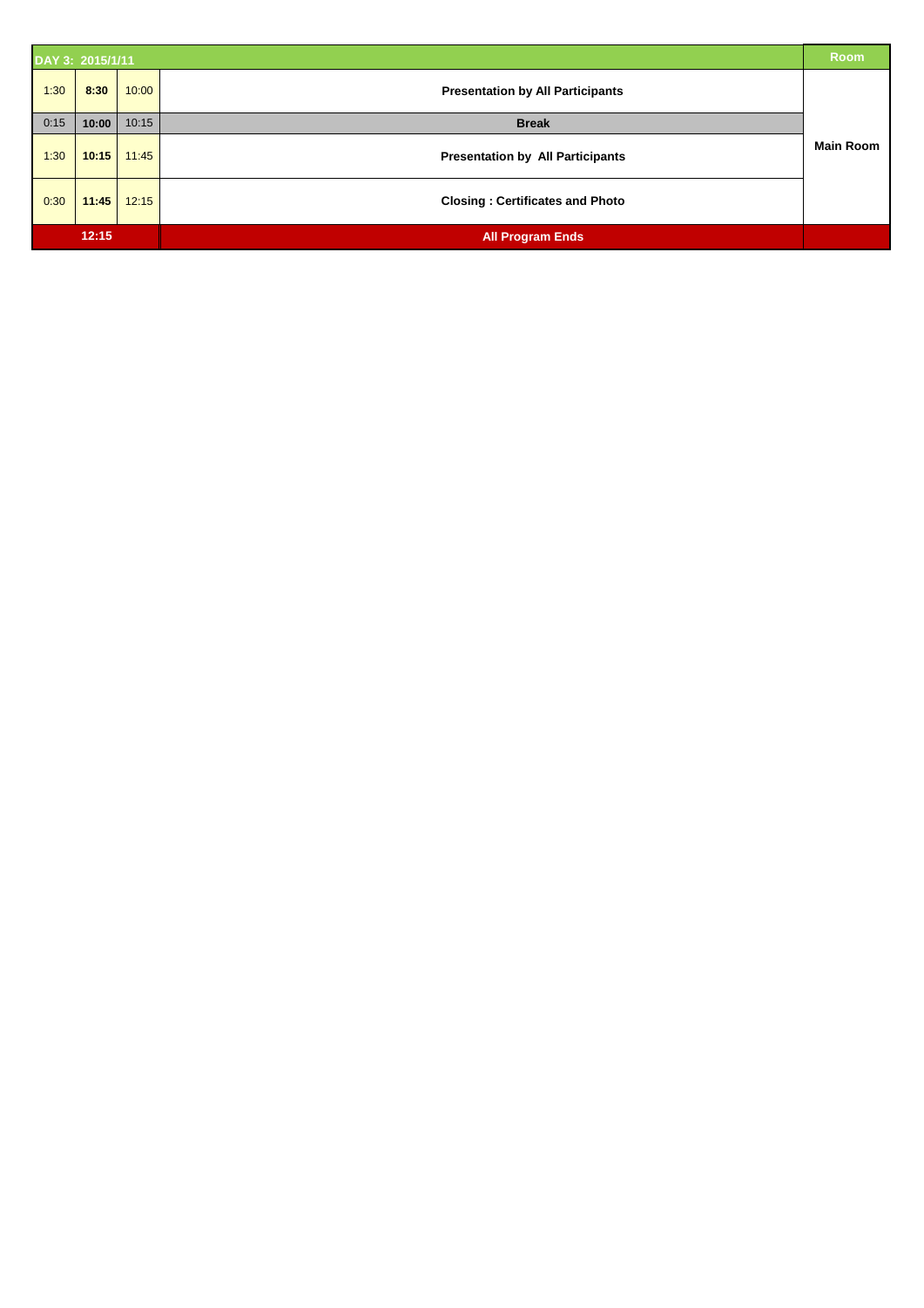| DAY 3: 2015/1/11 | | | | Room |
|---|---|---|---|---|
| 1:30 | **8:30** | 10:00 | **Presentation by All Participants** | **Main Room** |
| 0:15 | **10:00** | 10:15 | **Break** | |
| 1:30 | **10:15** | 11:45 | **Presentation by All Participants** | |
| 0:30 | **11:45** | 12:15 | **Closing : Certificates and Photo** | |
| **12:15** | | | **All Program Ends** | |